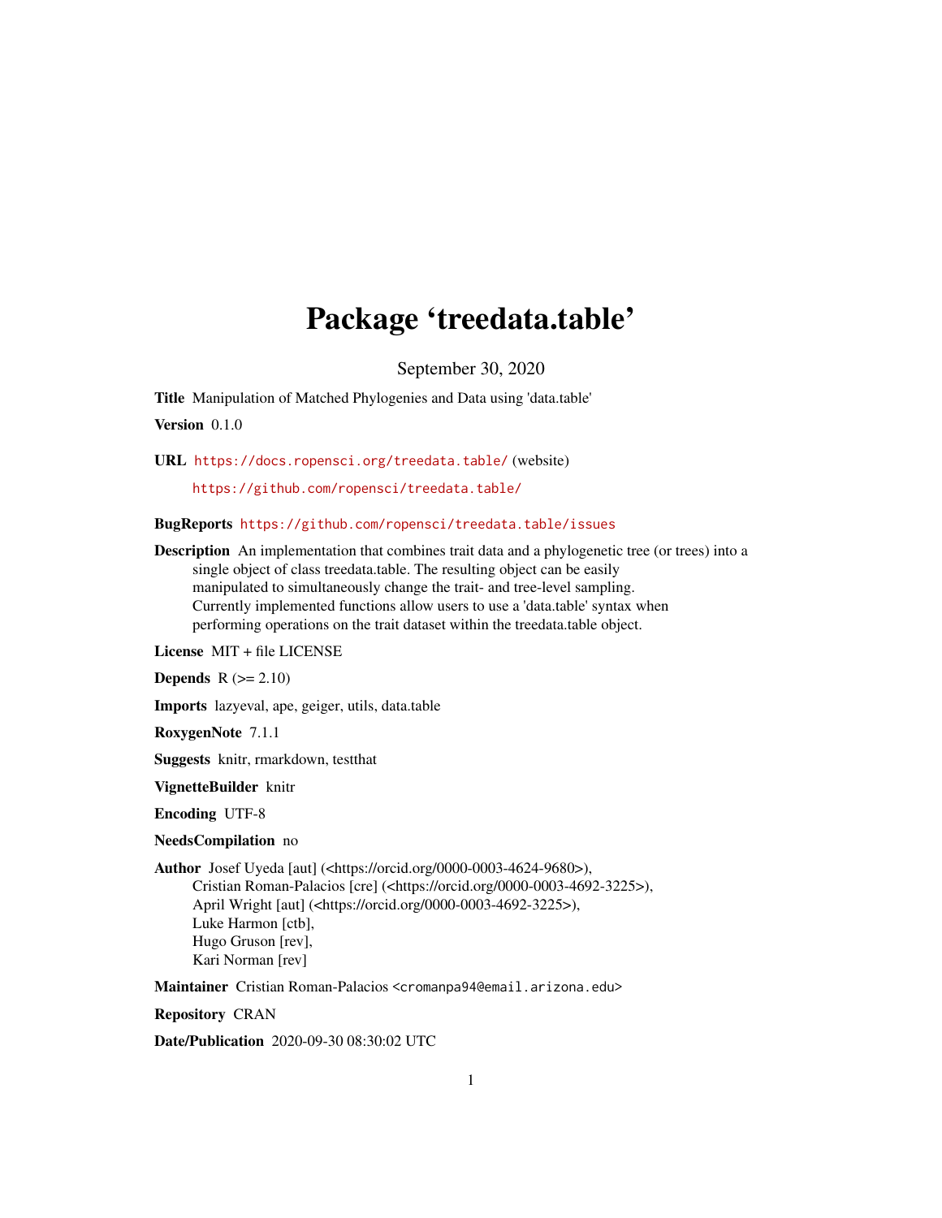# Package 'treedata.table'

September 30, 2020

**Title** Manipulation of Matched Phylogenies and Data using 'data.table'

**Version** 0.1.0

**URL** https://docs.ropensci.org/treedata.table/ (website)

https://github.com/ropensci/treedata.table/

**BugReports** https://github.com/ropensci/treedata.table/issues

**Description** An implementation that combines trait data and a phylogenetic tree (or trees) into a single object of class treedata.table. The resulting object can be easily manipulated to simultaneously change the trait- and tree-level sampling. Currently implemented functions allow users to use a 'data.table' syntax when performing operations on the trait dataset within the treedata.table object.

**License** MIT + file LICENSE

**Depends** R (>= 2.10)

**Imports** lazyeval, ape, geiger, utils, data.table

**RoxygenNote** 7.1.1

**Suggests** knitr, rmarkdown, testthat

**VignetteBuilder** knitr

**Encoding** UTF-8

**NeedsCompilation** no

**Author** Josef Uyeda [aut] (<https://orcid.org/0000-0003-4624-9680>),
Cristian Roman-Palacios [cre] (<https://orcid.org/0000-0003-4692-3225>),
April Wright [aut] (<https://orcid.org/0000-0003-4692-3225>),
Luke Harmon [ctb],
Hugo Gruson [rev],
Kari Norman [rev]

**Maintainer** Cristian Roman-Palacios <cromanpa94@email.arizona.edu>

**Repository** CRAN

**Date/Publication** 2020-09-30 08:30:02 UTC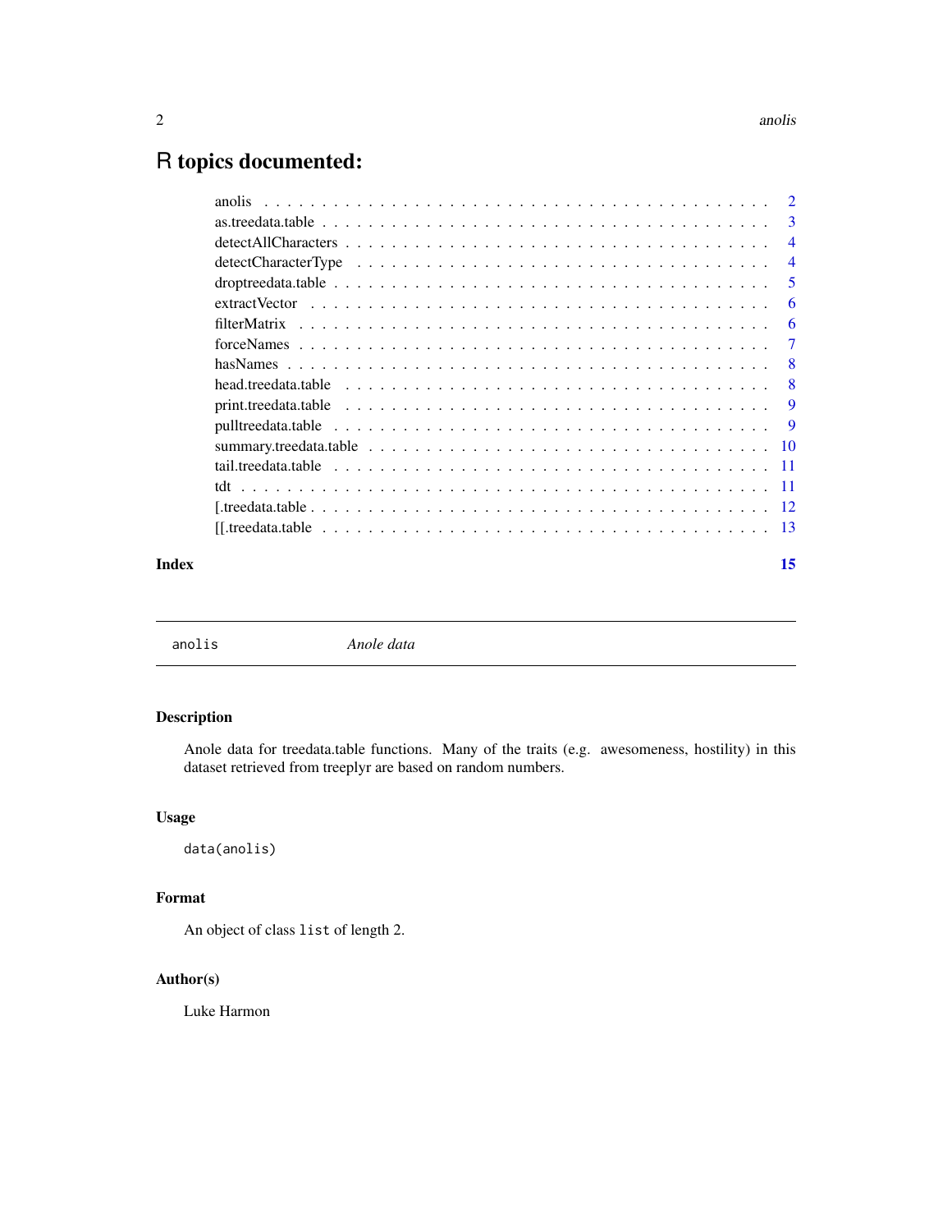# R topics documented:

anolis . . . . . . . . . . . . . . . . . . . . . . . . . . . . . . . . . . . . . . . . . . 2
as.treedata.table . . . . . . . . . . . . . . . . . . . . . . . . . . . . . . . . . . . . . 3
detectAllCharacters . . . . . . . . . . . . . . . . . . . . . . . . . . . . . . . . . . . 4
detectCharacterType . . . . . . . . . . . . . . . . . . . . . . . . . . . . . . . . . . 4
droptreedata.table . . . . . . . . . . . . . . . . . . . . . . . . . . . . . . . . . . . 5
extractVector . . . . . . . . . . . . . . . . . . . . . . . . . . . . . . . . . . . . . . 6
filterMatrix . . . . . . . . . . . . . . . . . . . . . . . . . . . . . . . . . . . . . . . 6
forceNames . . . . . . . . . . . . . . . . . . . . . . . . . . . . . . . . . . . . . . . 7
hasNames . . . . . . . . . . . . . . . . . . . . . . . . . . . . . . . . . . . . . . . . 8
head.treedata.table . . . . . . . . . . . . . . . . . . . . . . . . . . . . . . . . . . 8
print.treedata.table . . . . . . . . . . . . . . . . . . . . . . . . . . . . . . . . . . 9
pulltreedata.table . . . . . . . . . . . . . . . . . . . . . . . . . . . . . . . . . . . 9
summary.treedata.table . . . . . . . . . . . . . . . . . . . . . . . . . . . . . . . . 10
tail.treedata.table . . . . . . . . . . . . . . . . . . . . . . . . . . . . . . . . . . . 11
tdt . . . . . . . . . . . . . . . . . . . . . . . . . . . . . . . . . . . . . . . . . . . . 11
[.treedata.table . . . . . . . . . . . . . . . . . . . . . . . . . . . . . . . . . . . . 12
[[.treedata.table . . . . . . . . . . . . . . . . . . . . . . . . . . . . . . . . . . . 13

**Index** **15**

---

`anolis` *Anole data*

---

## Description

Anole data for treedata.table functions. Many of the traits (e.g. awesomeness, hostility) in this dataset retrieved from treeplyr are based on random numbers.

## Usage

```
data(anolis)
```

## Format

An object of class `list` of length 2.

## Author(s)

Luke Harmon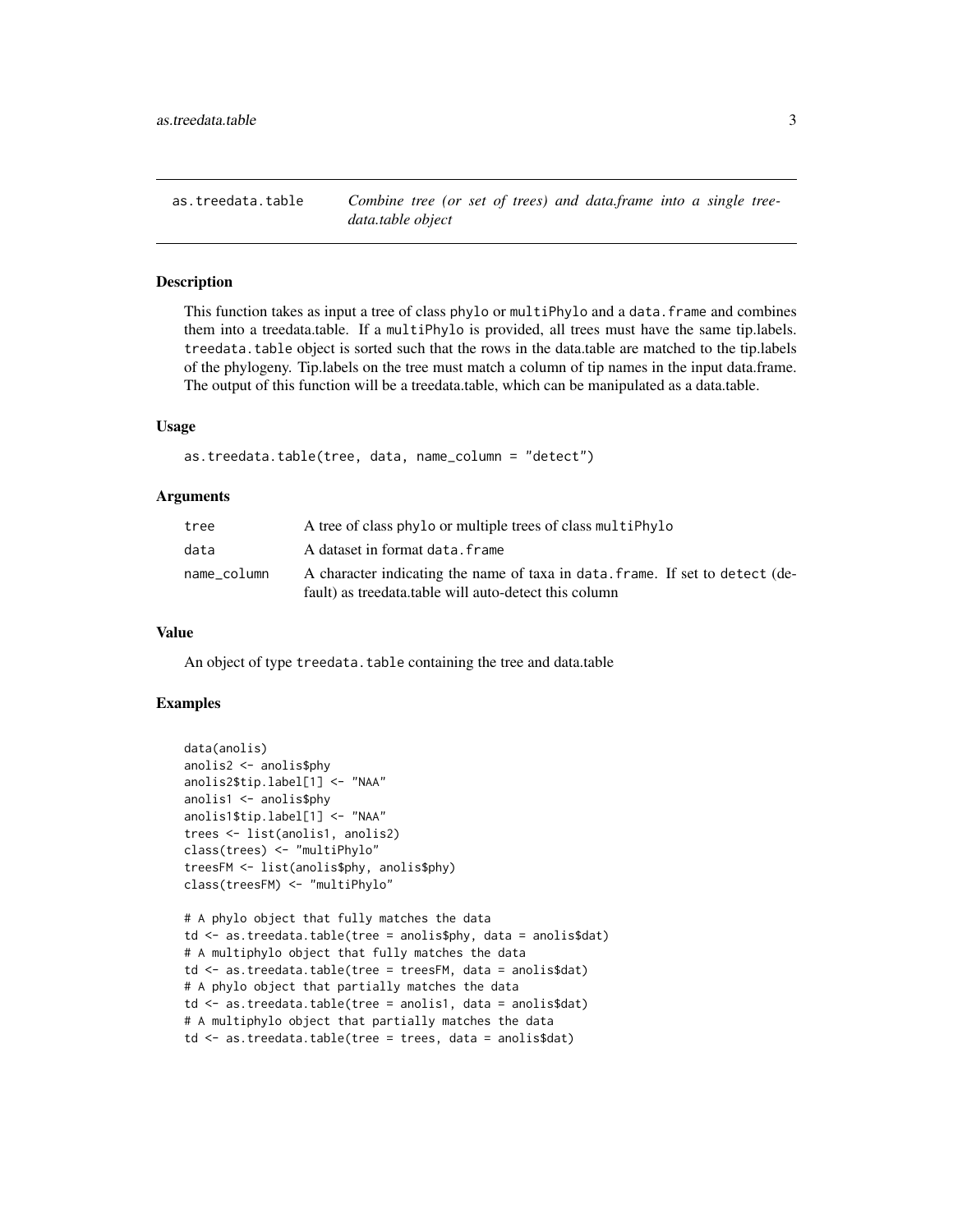## as.treedata.table — *Combine tree (or set of trees) and data.frame into a single treedata.table object*

### Description

This function takes as input a tree of class phylo or multiPhylo and a data.frame and combines them into a treedata.table. If a multiPhylo is provided, all trees must have the same tip.labels. treedata.table object is sorted such that the rows in the data.table are matched to the tip.labels of the phylogeny. Tip.labels on the tree must match a column of tip names in the input data.frame. The output of this function will be a treedata.table, which can be manipulated as a data.table.

### Usage

```
as.treedata.table(tree, data, name_column = "detect")
```

### Arguments

| | |
|---|---|
| tree | A tree of class phylo or multiple trees of class multiPhylo |
| data | A dataset in format data.frame |
| name_column | A character indicating the name of taxa in data.frame. If set to detect (default) as treedata.table will auto-detect this column |

### Value

An object of type treedata.table containing the tree and data.table

### Examples

```
data(anolis)
anolis2 <- anolis$phy
anolis2$tip.label[1] <- "NAA"
anolis1 <- anolis$phy
anolis1$tip.label[1] <- "NAA"
trees <- list(anolis1, anolis2)
class(trees) <- "multiPhylo"
treesFM <- list(anolis$phy, anolis$phy)
class(treesFM) <- "multiPhylo"

# A phylo object that fully matches the data
td <- as.treedata.table(tree = anolis$phy, data = anolis$dat)
# A multiphylo object that fully matches the data
td <- as.treedata.table(tree = treesFM, data = anolis$dat)
# A phylo object that partially matches the data
td <- as.treedata.table(tree = anolis1, data = anolis$dat)
# A multiphylo object that partially matches the data
td <- as.treedata.table(tree = trees, data = anolis$dat)
```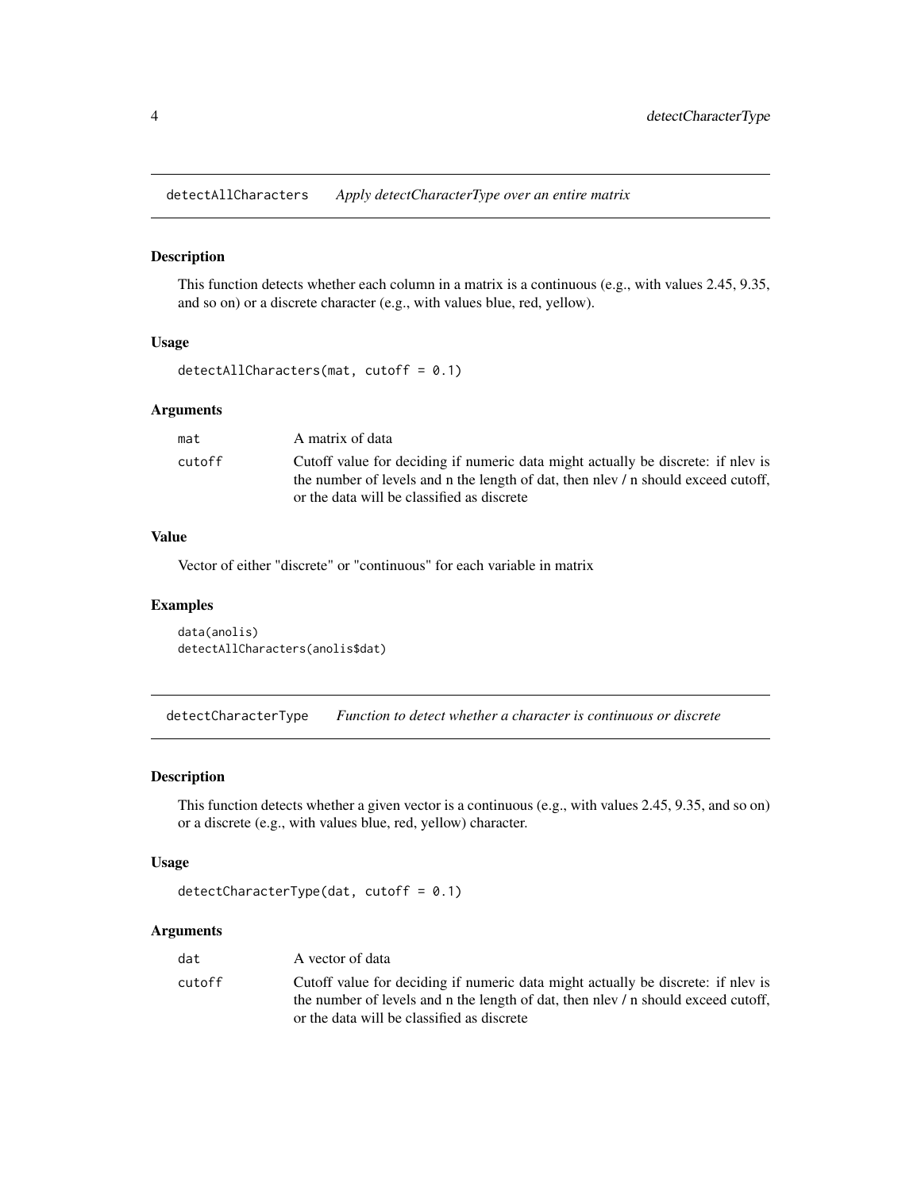## detectAllCharacters — *Apply detectCharacterType over an entire matrix*

### Description

This function detects whether each column in a matrix is a continuous (e.g., with values 2.45, 9.35, and so on) or a discrete character (e.g., with values blue, red, yellow).

### Usage

```
detectAllCharacters(mat, cutoff = 0.1)
```

### Arguments

| | |
|---|---|
| mat | A matrix of data |
| cutoff | Cutoff value for deciding if numeric data might actually be discrete: if nlev is the number of levels and n the length of dat, then nlev / n should exceed cutoff, or the data will be classified as discrete |

### Value

Vector of either "discrete" or "continuous" for each variable in matrix

### Examples

```
data(anolis)
detectAllCharacters(anolis$dat)
```

## detectCharacterType — *Function to detect whether a character is continuous or discrete*

### Description

This function detects whether a given vector is a continuous (e.g., with values 2.45, 9.35, and so on) or a discrete (e.g., with values blue, red, yellow) character.

### Usage

```
detectCharacterType(dat, cutoff = 0.1)
```

### Arguments

| | |
|---|---|
| dat | A vector of data |
| cutoff | Cutoff value for deciding if numeric data might actually be discrete: if nlev is the number of levels and n the length of dat, then nlev / n should exceed cutoff, or the data will be classified as discrete |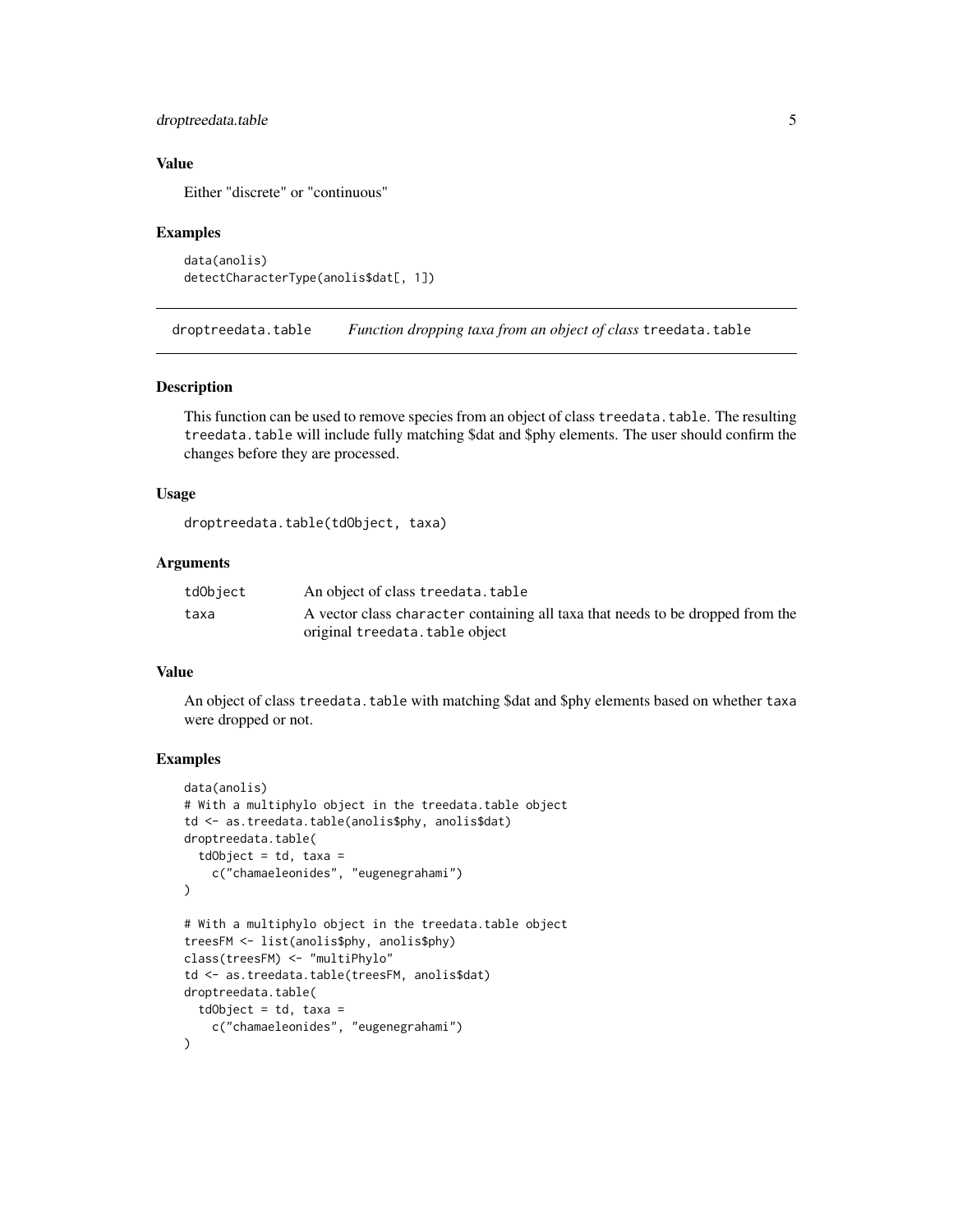### Value

Either "discrete" or "continuous"

### Examples

```
data(anolis)
detectCharacterType(anolis$dat[, 1])
```

## droptreedata.table — *Function dropping taxa from an object of class* treedata.table

### Description

This function can be used to remove species from an object of class `treedata.table`. The resulting `treedata.table` will include fully matching $dat and $phy elements. The user should confirm the changes before they are processed.

### Usage

```
droptreedata.table(tdObject, taxa)
```

### Arguments

| | |
|---|---|
| `tdObject` | An object of class `treedata.table` |
| `taxa` | A vector class `character` containing all taxa that needs to be dropped from the original `treedata.table` object |

### Value

An object of class `treedata.table` with matching $dat and $phy elements based on whether `taxa` were dropped or not.

### Examples

```
data(anolis)
# With a multiphylo object in the treedata.table object
td <- as.treedata.table(anolis$phy, anolis$dat)
droptreedata.table(
  tdObject = td, taxa =
    c("chamaeleonides", "eugenegrahami")
)

# With a multiphylo object in the treedata.table object
treesFM <- list(anolis$phy, anolis$phy)
class(treesFM) <- "multiPhylo"
td <- as.treedata.table(treesFM, anolis$dat)
droptreedata.table(
  tdObject = td, taxa =
    c("chamaeleonides", "eugenegrahami")
)
```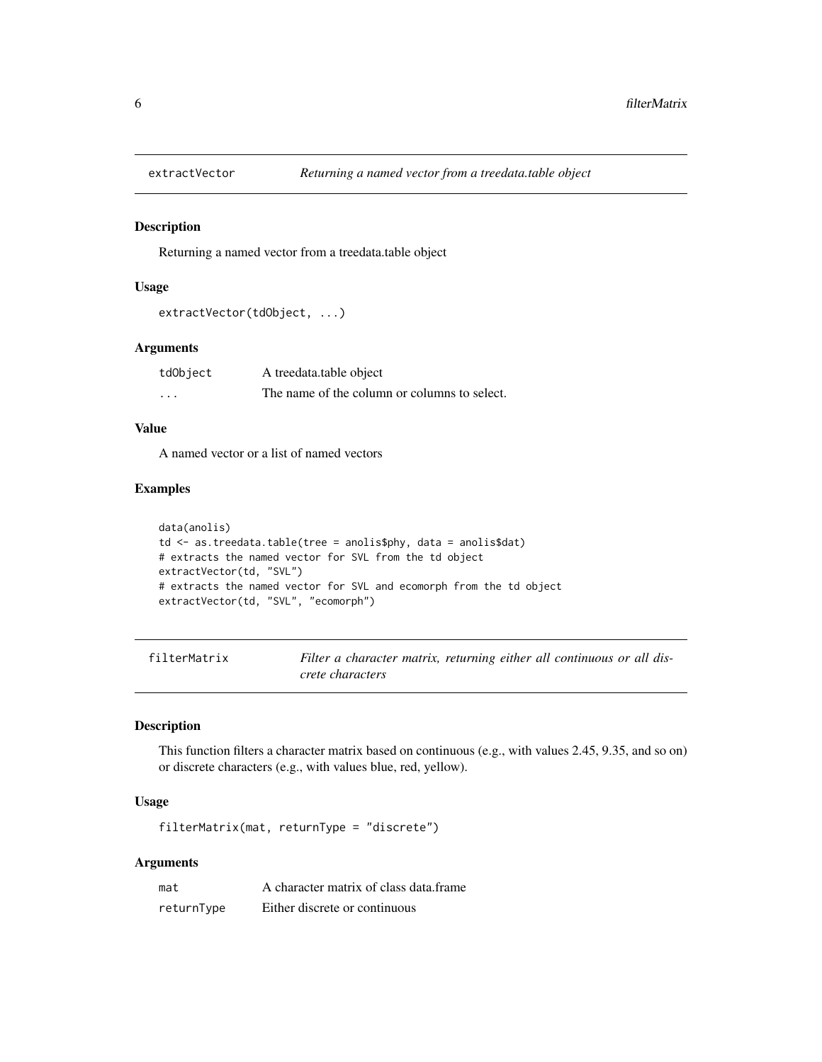## extractVector — *Returning a named vector from a treedata.table object*

### Description

Returning a named vector from a treedata.table object

### Usage

```
extractVector(tdObject, ...)
```

### Arguments

| | |
|---|---|
| tdObject | A treedata.table object |
| ... | The name of the column or columns to select. |

### Value

A named vector or a list of named vectors

### Examples

```
data(anolis)
td <- as.treedata.table(tree = anolis$phy, data = anolis$dat)
# extracts the named vector for SVL from the td object
extractVector(td, "SVL")
# extracts the named vector for SVL and ecomorph from the td object
extractVector(td, "SVL", "ecomorph")
```

## filterMatrix — *Filter a character matrix, returning either all continuous or all discrete characters*

### Description

This function filters a character matrix based on continuous (e.g., with values 2.45, 9.35, and so on) or discrete characters (e.g., with values blue, red, yellow).

### Usage

```
filterMatrix(mat, returnType = "discrete")
```

### Arguments

| | |
|---|---|
| mat | A character matrix of class data.frame |
| returnType | Either discrete or continuous |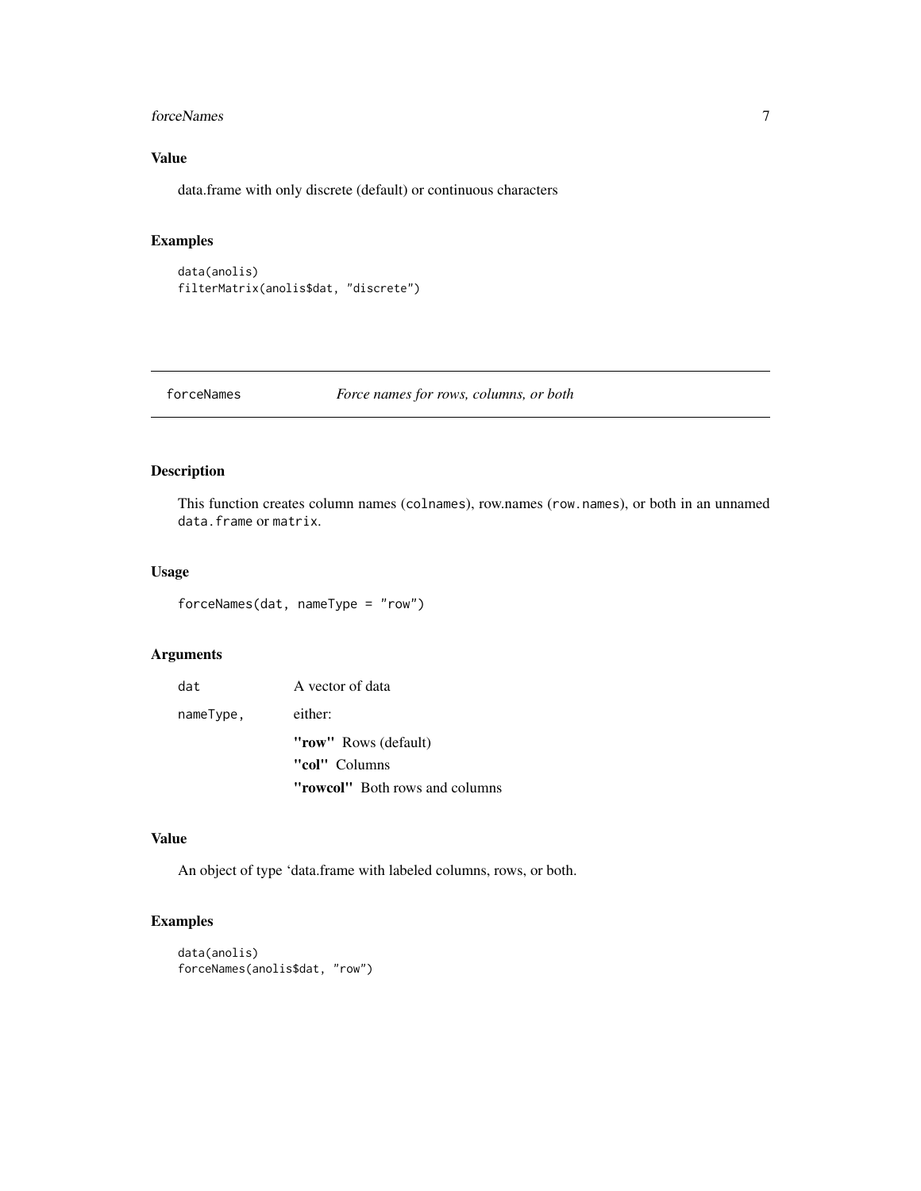### Value

data.frame with only discrete (default) or continuous characters

### Examples

```
data(anolis)
filterMatrix(anolis$dat, "discrete")
```

---

## forceNames    *Force names for rows, columns, or both*

---

### Description

This function creates column names (`colnames`), row.names (`row.names`), or both in an unnamed `data.frame` or `matrix`.

### Usage

```
forceNames(dat, nameType = "row")
```

### Arguments

| | |
|---|---|
| `dat` | A vector of data |
| `nameType,` | either: **"row"** Rows (default) **"col"** Columns **"rowcol"** Both rows and columns |

### Value

An object of type 'data.frame with labeled columns, rows, or both.

### Examples

```
data(anolis)
forceNames(anolis$dat, "row")
```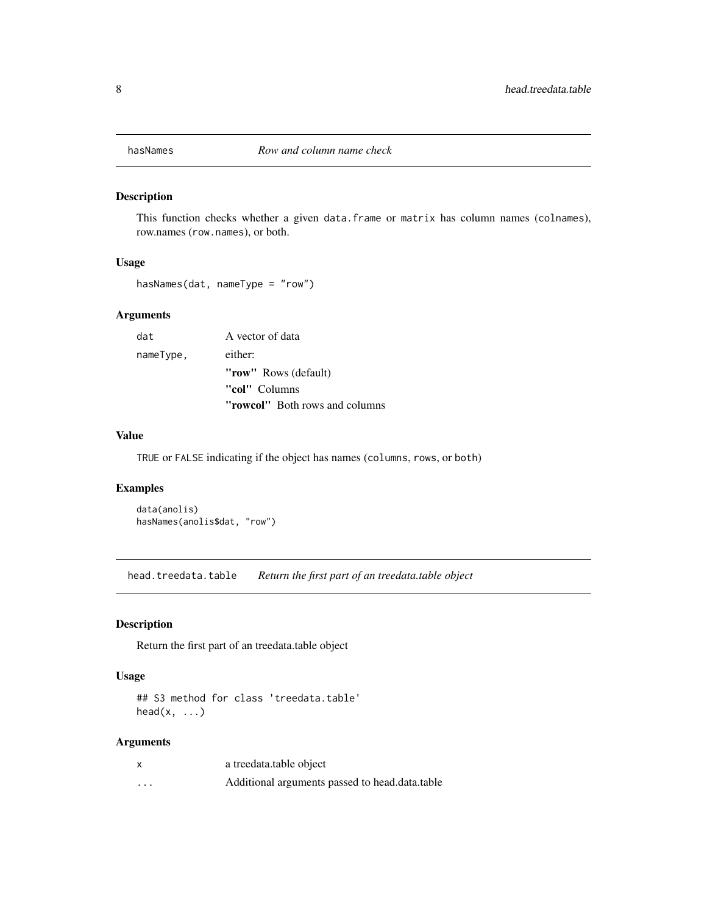## hasNames    *Row and column name check*

### Description

This function checks whether a given `data.frame` or `matrix` has column names (`colnames`), row.names (`row.names`), or both.

### Usage

```
hasNames(dat, nameType = "row")
```

### Arguments

| | |
|---|---|
| `dat` | A vector of data |
| `nameType,` | either: <br> **"row"** Rows (default) <br> **"col"** Columns <br> **"rowcol"** Both rows and columns |

### Value

`TRUE` or `FALSE` indicating if the object has names (`columns`, `rows`, or `both`)

### Examples

```
data(anolis)
hasNames(anolis$dat, "row")
```

## head.treedata.table    *Return the first part of an treedata.table object*

### Description

Return the first part of an treedata.table object

### Usage

```
## S3 method for class 'treedata.table'
head(x, ...)
```

### Arguments

| | |
|---|---|
| `x` | a treedata.table object |
| `...` | Additional arguments passed to head.data.table |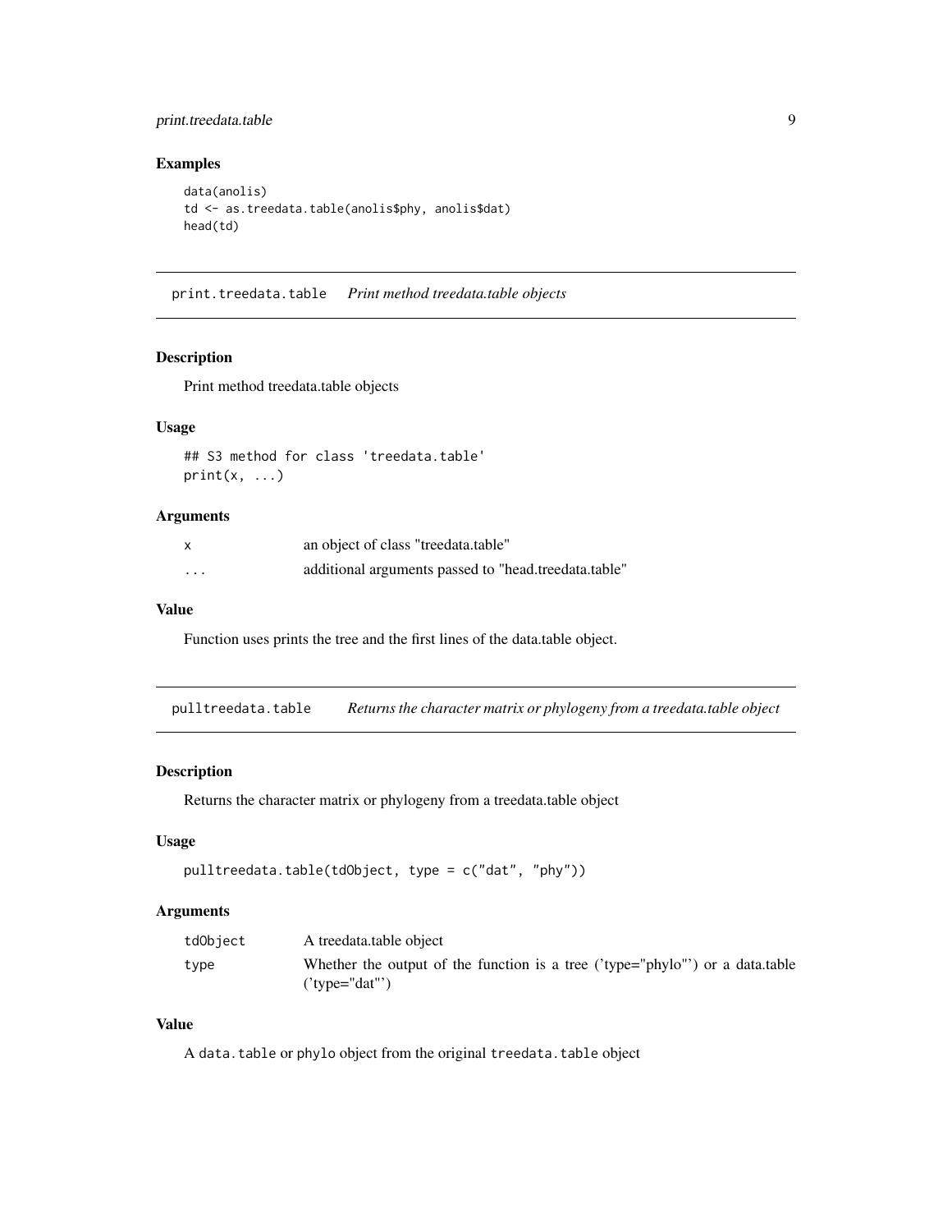### Examples

```
data(anolis)
td <- as.treedata.table(anolis$phy, anolis$dat)
head(td)
```

---

## print.treedata.table *Print method treedata.table objects*

### Description

Print method treedata.table objects

### Usage

```
## S3 method for class 'treedata.table'
print(x, ...)
```

### Arguments

| | |
|---|---|
| x | an object of class "treedata.table" |
| ... | additional arguments passed to "head.treedata.table" |

### Value

Function uses prints the tree and the first lines of the data.table object.

---

## pulltreedata.table *Returns the character matrix or phylogeny from a treedata.table object*

### Description

Returns the character matrix or phylogeny from a treedata.table object

### Usage

```
pulltreedata.table(tdObject, type = c("dat", "phy"))
```

### Arguments

| | |
|---|---|
| tdObject | A treedata.table object |
| type | Whether the output of the function is a tree ('type="phylo"') or a data.table ('type="dat"') |

### Value

A `data.table` or `phylo` object from the original `treedata.table` object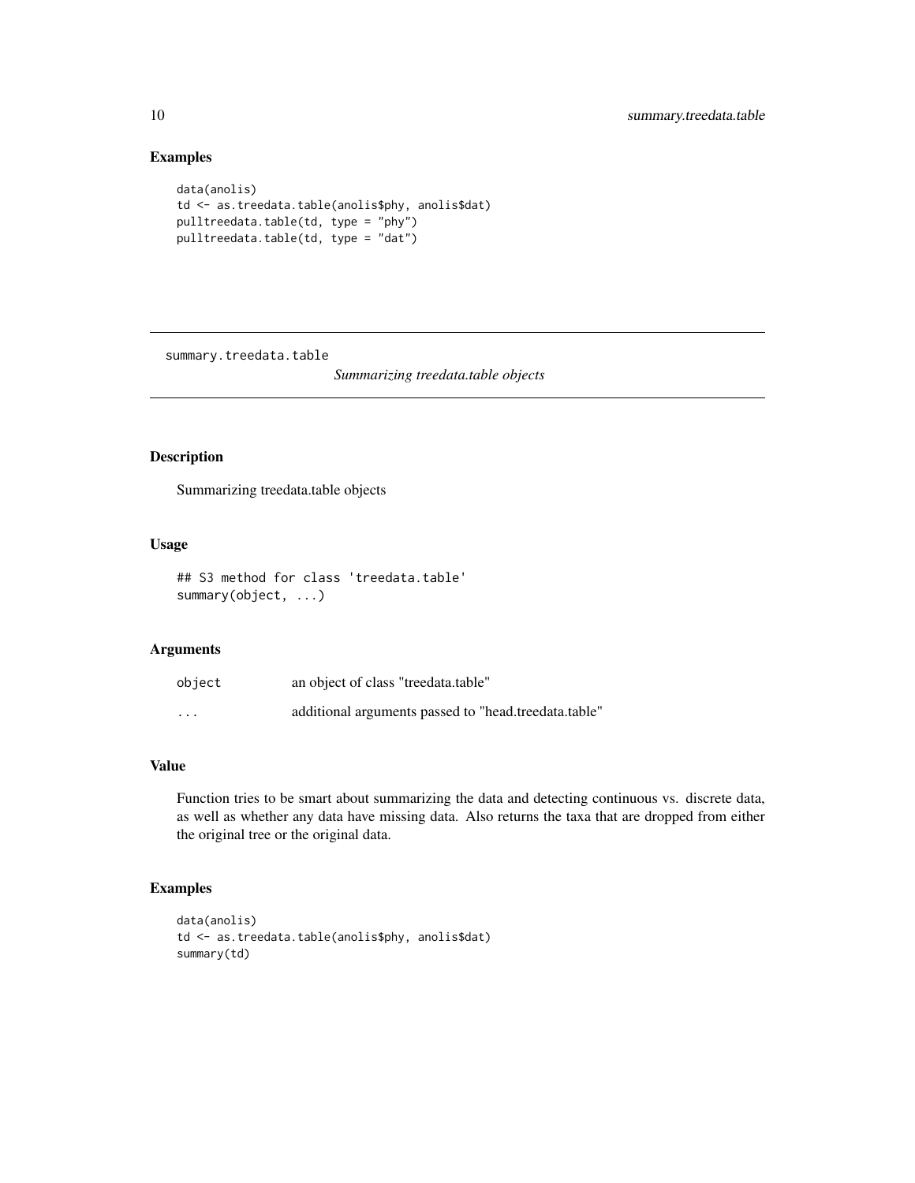## Examples

```
data(anolis)
td <- as.treedata.table(anolis$phy, anolis$dat)
pulltreedata.table(td, type = "phy")
pulltreedata.table(td, type = "dat")
```

---

# summary.treedata.table *Summarizing treedata.table objects*

---

## Description

Summarizing treedata.table objects

## Usage

```
## S3 method for class 'treedata.table'
summary(object, ...)
```

## Arguments

| | |
|---|---|
| object | an object of class "treedata.table" |
| ... | additional arguments passed to "head.treedata.table" |

## Value

Function tries to be smart about summarizing the data and detecting continuous vs. discrete data, as well as whether any data have missing data. Also returns the taxa that are dropped from either the original tree or the original data.

## Examples

```
data(anolis)
td <- as.treedata.table(anolis$phy, anolis$dat)
summary(td)
```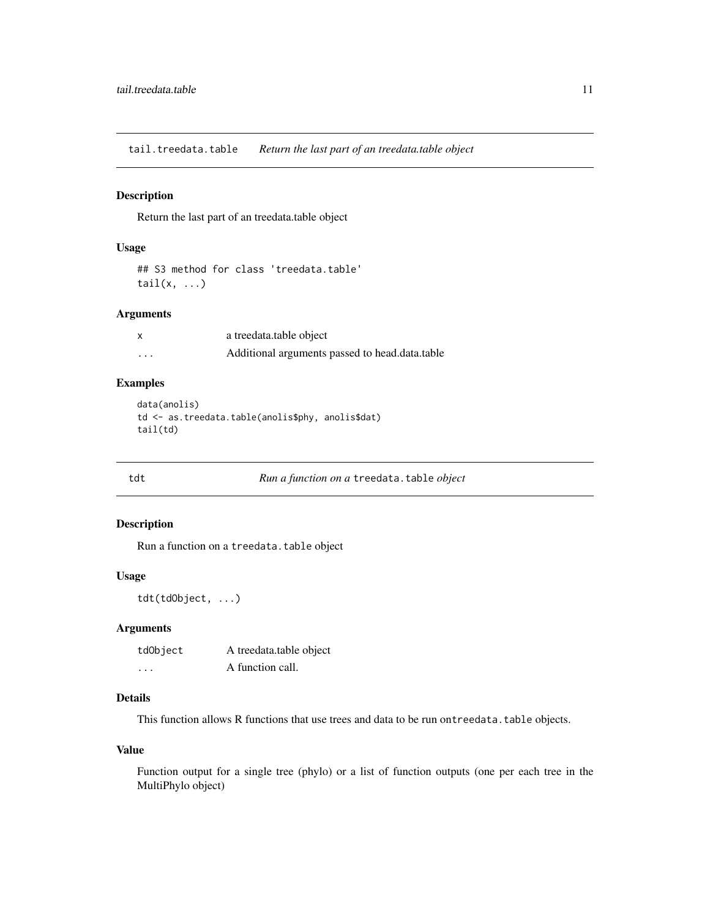## tail.treedata.table — *Return the last part of an treedata.table object*

### Description

Return the last part of an treedata.table object

### Usage

```
## S3 method for class 'treedata.table'
tail(x, ...)
```

### Arguments

| | |
|---|---|
| x | a treedata.table object |
| ... | Additional arguments passed to head.data.table |

### Examples

```
data(anolis)
td <- as.treedata.table(anolis$phy, anolis$dat)
tail(td)
```

## tdt — *Run a function on a `treedata.table` object*

### Description

Run a function on a `treedata.table` object

### Usage

```
tdt(tdObject, ...)
```

### Arguments

| | |
|---|---|
| tdObject | A treedata.table object |
| ... | A function call. |

### Details

This function allows R functions that use trees and data to be run on`treedata.table` objects.

### Value

Function output for a single tree (phylo) or a list of function outputs (one per each tree in the MultiPhylo object)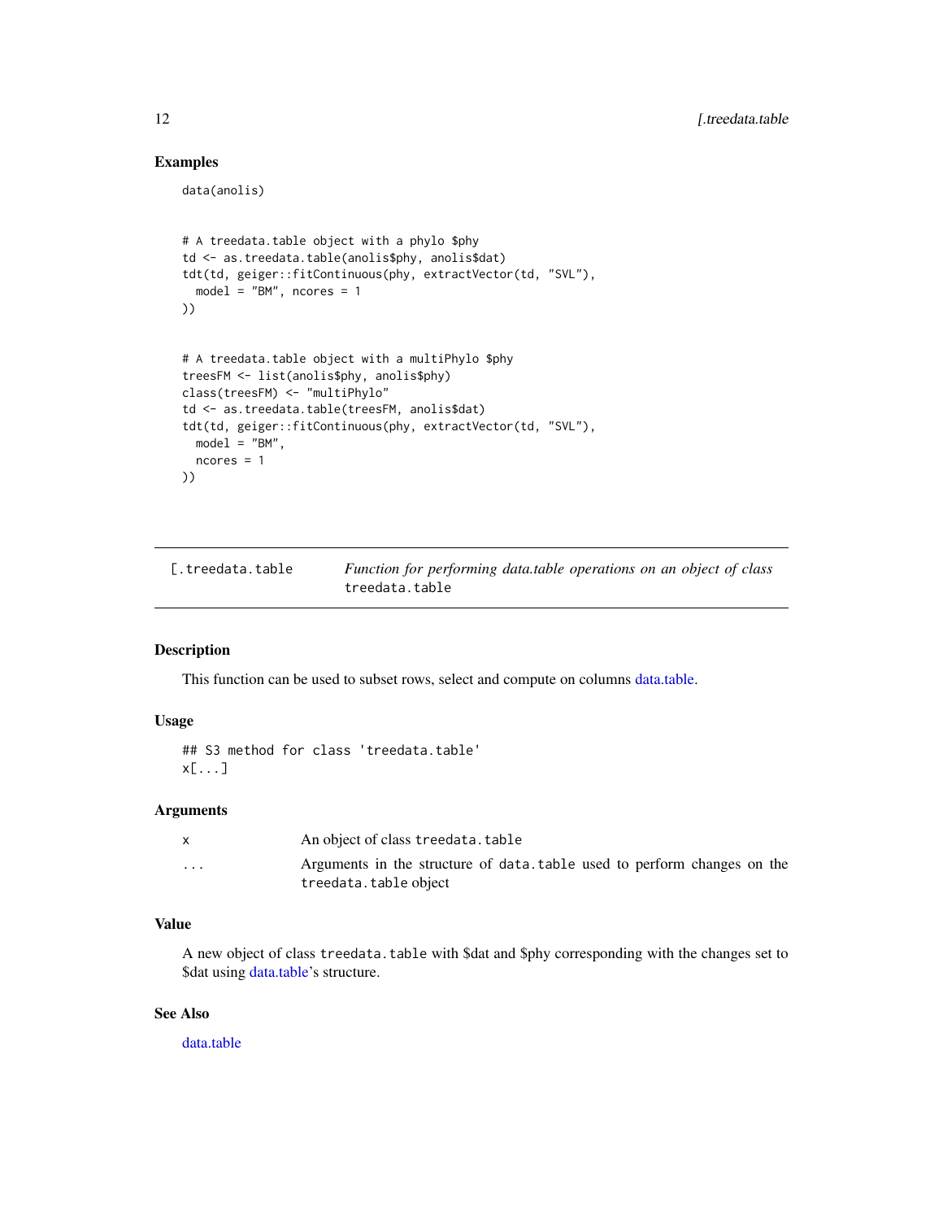## Examples

```
data(anolis)


# A treedata.table object with a phylo $phy
td <- as.treedata.table(anolis$phy, anolis$dat)
tdt(td, geiger::fitContinuous(phy, extractVector(td, "SVL"),
  model = "BM", ncores = 1
))


# A treedata.table object with a multiPhylo $phy
treesFM <- list(anolis$phy, anolis$phy)
class(treesFM) <- "multiPhylo"
td <- as.treedata.table(treesFM, anolis$dat)
tdt(td, geiger::fitContinuous(phy, extractVector(td, "SVL"),
  model = "BM",
  ncores = 1
))
```

---

## [.treedata.table — *Function for performing data.table operations on an object of class* treedata.table

### Description

This function can be used to subset rows, select and compute on columns data.table.

### Usage

```
## S3 method for class 'treedata.table'
x[...]
```

### Arguments

| | |
|---|---|
| x | An object of class treedata.table |
| ... | Arguments in the structure of data.table used to perform changes on the treedata.table object |

### Value

A new object of class treedata.table with $dat and $phy corresponding with the changes set to $dat using data.table's structure.

### See Also

data.table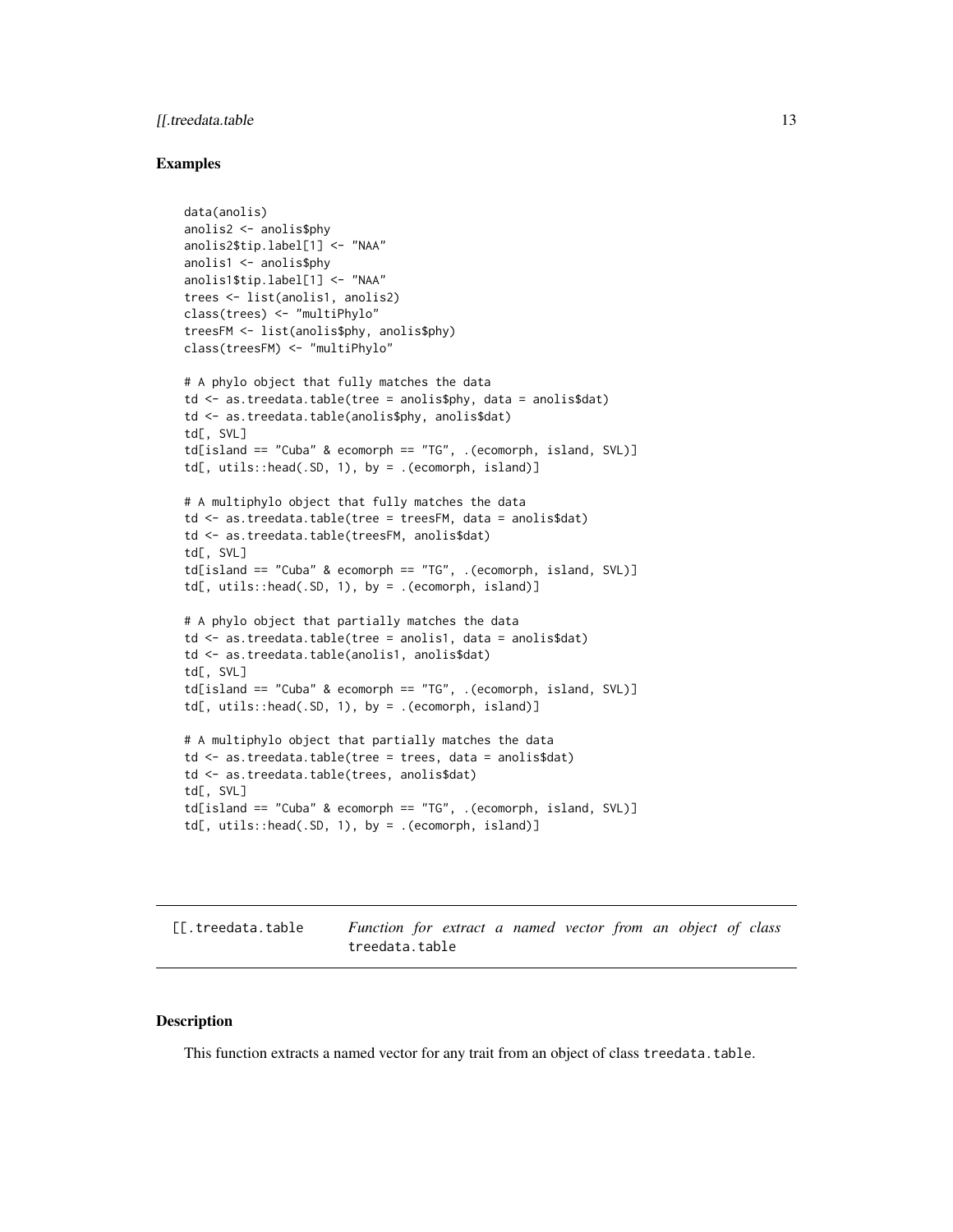### Examples

```
data(anolis)
anolis2 <- anolis$phy
anolis2$tip.label[1] <- "NAA"
anolis1 <- anolis$phy
anolis1$tip.label[1] <- "NAA"
trees <- list(anolis1, anolis2)
class(trees) <- "multiPhylo"
treesFM <- list(anolis$phy, anolis$phy)
class(treesFM) <- "multiPhylo"

# A phylo object that fully matches the data
td <- as.treedata.table(tree = anolis$phy, data = anolis$dat)
td <- as.treedata.table(anolis$phy, anolis$dat)
td[, SVL]
td[island == "Cuba" & ecomorph == "TG", .(ecomorph, island, SVL)]
td[, utils::head(.SD, 1), by = .(ecomorph, island)]

# A multiphylo object that fully matches the data
td <- as.treedata.table(tree = treesFM, data = anolis$dat)
td <- as.treedata.table(treesFM, anolis$dat)
td[, SVL]
td[island == "Cuba" & ecomorph == "TG", .(ecomorph, island, SVL)]
td[, utils::head(.SD, 1), by = .(ecomorph, island)]

# A phylo object that partially matches the data
td <- as.treedata.table(tree = anolis1, data = anolis$dat)
td <- as.treedata.table(anolis1, anolis$dat)
td[, SVL]
td[island == "Cuba" & ecomorph == "TG", .(ecomorph, island, SVL)]
td[, utils::head(.SD, 1), by = .(ecomorph, island)]

# A multiphylo object that partially matches the data
td <- as.treedata.table(tree = trees, data = anolis$dat)
td <- as.treedata.table(trees, anolis$dat)
td[, SVL]
td[island == "Cuba" & ecomorph == "TG", .(ecomorph, island, SVL)]
td[, utils::head(.SD, 1), by = .(ecomorph, island)]
```

---

## [[.treedata.table — *Function for extract a named vector from an object of class* treedata.table

### Description

This function extracts a named vector for any trait from an object of class treedata.table.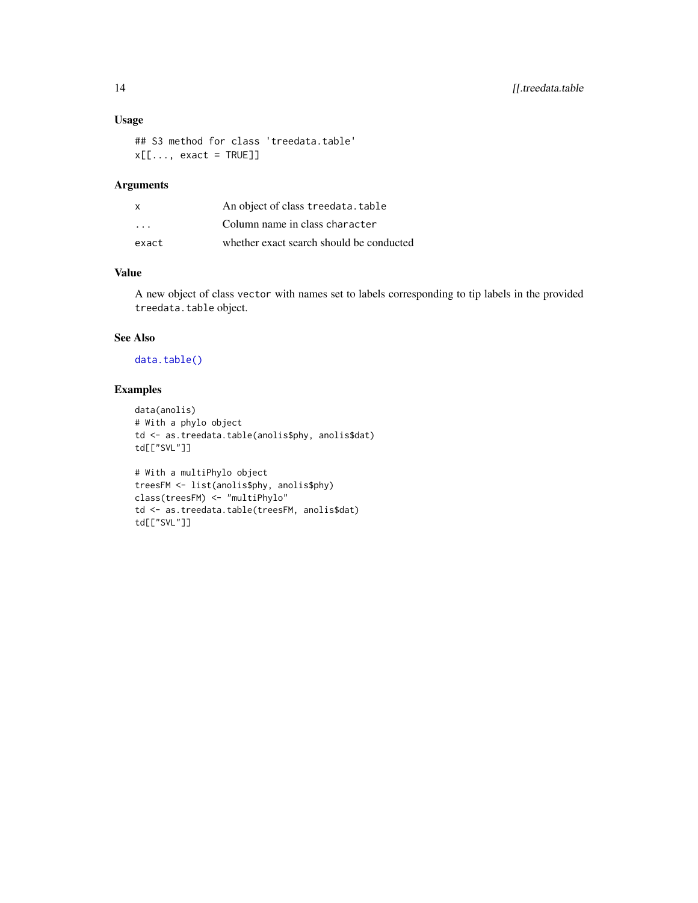### Usage

```
## S3 method for class 'treedata.table'
x[[..., exact = TRUE]]
```

### Arguments

| | |
|---|---|
| x | An object of class treedata.table |
| ... | Column name in class character |
| exact | whether exact search should be conducted |

### Value

A new object of class vector with names set to labels corresponding to tip labels in the provided treedata.table object.

### See Also

data.table()

### Examples

```
data(anolis)
# With a phylo object
td <- as.treedata.table(anolis$phy, anolis$dat)
td[["SVL"]]

# With a multiPhylo object
treesFM <- list(anolis$phy, anolis$phy)
class(treesFM) <- "multiPhylo"
td <- as.treedata.table(treesFM, anolis$dat)
td[["SVL"]]
```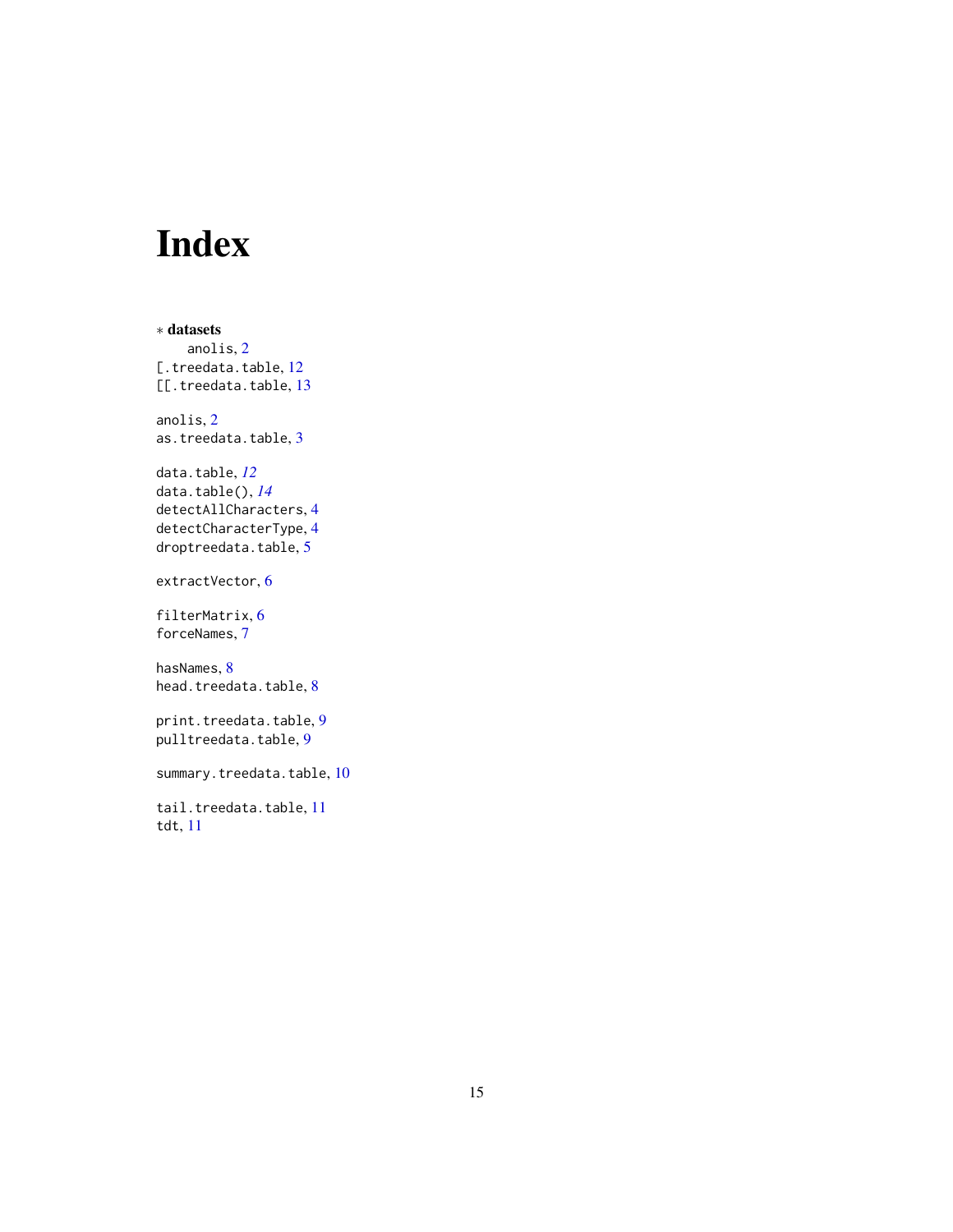# Index

∗ **datasets**
    anolis, 2

[.treedata.table, 12
[[.treedata.table, 13

anolis, 2
as.treedata.table, 3

data.table, *12*
data.table(), *14*
detectAllCharacters, 4
detectCharacterType, 4
droptreedata.table, 5

extractVector, 6

filterMatrix, 6
forceNames, 7

hasNames, 8
head.treedata.table, 8

print.treedata.table, 9
pulltreedata.table, 9

summary.treedata.table, 10

tail.treedata.table, 11
tdt, 11